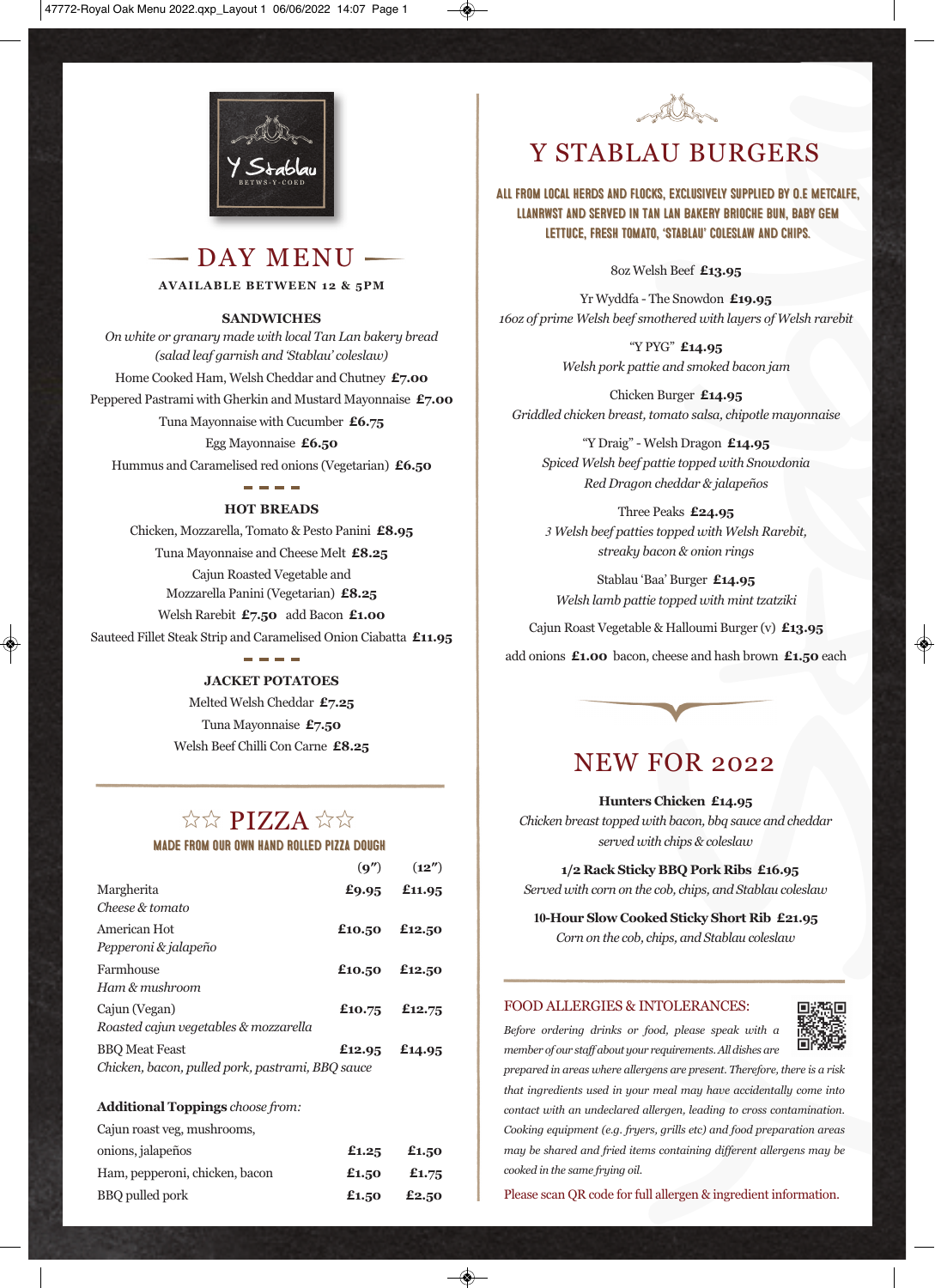Y Stablau
BETWS-Y-COED

# DAY MENU

**AVAILABLE BETWEEN 12 & 5PM**

### SANDWICHES

*On white or granary made with local Tan Lan bakery bread (salad leaf garnish and 'Stablau' coleslaw)*

Home Cooked Ham, Welsh Cheddar and Chutney **£7.00**

Peppered Pastrami with Gherkin and Mustard Mayonnaise **£7.00**

Tuna Mayonnaise with Cucumber **£6.75**

Egg Mayonnaise **£6.50**

Hummus and Caramelised red onions (Vegetarian) **£6.50**

### HOT BREADS

Chicken, Mozzarella, Tomato & Pesto Panini **£8.95**

Tuna Mayonnaise and Cheese Melt **£8.25**

Cajun Roasted Vegetable and Mozzarella Panini (Vegetarian) **£8.25**

Welsh Rarebit **£7.50** add Bacon **£1.00**

Sauteed Fillet Steak Strip and Caramelised Onion Ciabatta **£11.95**

### JACKET POTATOES

Melted Welsh Cheddar **£7.25**

Tuna Mayonnaise **£7.50**

Welsh Beef Chilli Con Carne **£8.25**

## ☆☆ PIZZA ☆☆

**MADE FROM OUR OWN HAND ROLLED PIZZA DOUGH**

| | (9″) | (12″) |
|---|---|---|
| Margherita<br>*Cheese & tomato* | £9.95 | £11.95 |
| American Hot<br>*Pepperoni & jalapeño* | £10.50 | £12.50 |
| Farmhouse<br>*Ham & mushroom* | £10.50 | £12.50 |
| Cajun (Vegan)<br>*Roasted cajun vegetables & mozzarella* | £10.75 | £12.75 |
| BBQ Meat Feast<br>*Chicken, bacon, pulled pork, pastrami, BBQ sauce* | £12.95 | £14.95 |

**Additional Toppings** *choose from:*

| | | |
|---|---|---|
| Cajun roast veg, mushrooms, onions, jalapeños | £1.25 | £1.50 |
| Ham, pepperoni, chicken, bacon | £1.50 | £1.75 |
| BBQ pulled pork | £1.50 | £2.50 |

# Y STABLAU BURGERS

**ALL FROM LOCAL HERDS AND FLOCKS, EXCLUSIVELY SUPPLIED BY O.E METCALFE, LLANRWST AND SERVED IN TAN LAN BAKERY BRIOCHE BUN, BABY GEM LETTUCE, FRESH TOMATO, 'STABLAU' COLESLAW AND CHIPS.**

8oz Welsh Beef **£13.95**

Yr Wyddfa - The Snowdon **£19.95**
*16oz of prime Welsh beef smothered with layers of Welsh rarebit*

"Y PYG" **£14.95**
*Welsh pork pattie and smoked bacon jam*

Chicken Burger **£14.95**
*Griddled chicken breast, tomato salsa, chipotle mayonnaise*

"Y Draig" - Welsh Dragon **£14.95**
*Spiced Welsh beef pattie topped with Snowdonia Red Dragon cheddar & jalapeños*

Three Peaks **£24.95**
*3 Welsh beef patties topped with Welsh Rarebit, streaky bacon & onion rings*

Stablau 'Baa' Burger **£14.95**
*Welsh lamb pattie topped with mint tzatziki*

Cajun Roast Vegetable & Halloumi Burger (v) **£13.95**

add onions **£1.00** bacon, cheese and hash brown **£1.50** each

# NEW FOR 2022

**Hunters Chicken £14.95**
*Chicken breast topped with bacon, bbq sauce and cheddar served with chips & coleslaw*

**1/2 Rack Sticky BBQ Pork Ribs £16.95**
*Served with corn on the cob, chips, and Stablau coleslaw*

**10-Hour Slow Cooked Sticky Short Rib £21.95**
*Corn on the cob, chips, and Stablau coleslaw*

### FOOD ALLERGIES & INTOLERANCES:

*Before ordering drinks or food, please speak with a member of our staff about your requirements. All dishes are prepared in areas where allergens are present. Therefore, there is a risk that ingredients used in your meal may have accidentally come into contact with an undeclared allergen, leading to cross contamination. Cooking equipment (e.g. fryers, grills etc) and food preparation areas may be shared and fried items containing different allergens may be cooked in the same frying oil.*

Please scan QR code for full allergen & ingredient information.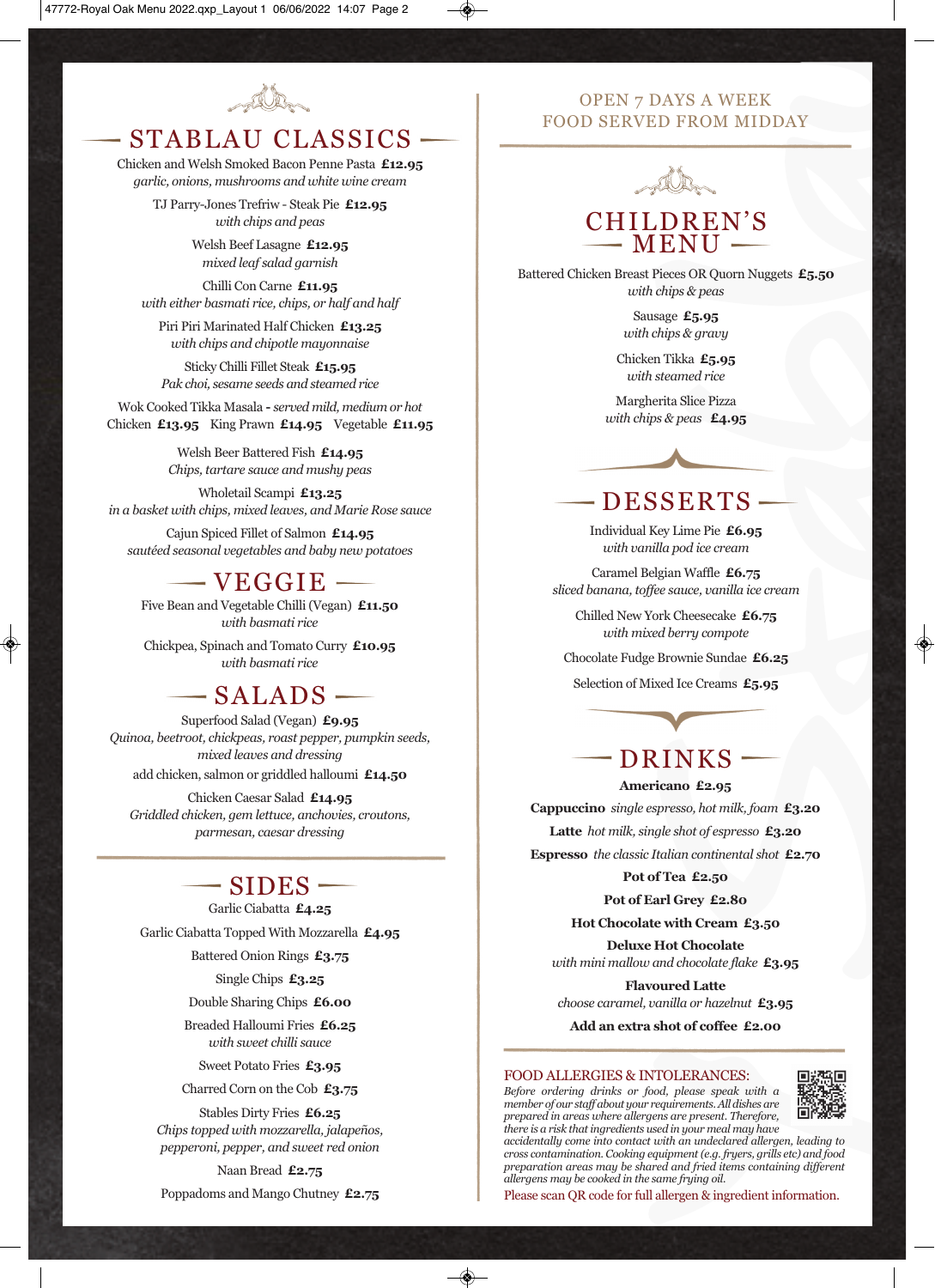## STABLAU CLASSICS

Chicken and Welsh Smoked Bacon Penne Pasta **£12.95**
*garlic, onions, mushrooms and white wine cream*

TJ Parry-Jones Trefriw - Steak Pie **£12.95**
*with chips and peas*

Welsh Beef Lasagne **£12.95**
*mixed leaf salad garnish*

Chilli Con Carne **£11.95**
*with either basmati rice, chips, or half and half*

Piri Piri Marinated Half Chicken **£13.25**
*with chips and chipotle mayonnaise*

Sticky Chilli Fillet Steak **£15.95**
*Pak choi, sesame seeds and steamed rice*

Wok Cooked Tikka Masala **-** *served mild, medium or hot*
Chicken **£13.95** King Prawn **£14.95** Vegetable **£11.95**

Welsh Beer Battered Fish **£14.95**
*Chips, tartare sauce and mushy peas*

Wholetail Scampi **£13.25**
*in a basket with chips, mixed leaves, and Marie Rose sauce*

Cajun Spiced Fillet of Salmon **£14.95**
*sautéed seasonal vegetables and baby new potatoes*

## VEGGIE

Five Bean and Vegetable Chilli (Vegan) **£11.50**
*with basmati rice*

Chickpea, Spinach and Tomato Curry **£10.95**
*with basmati rice*

## SALADS

Superfood Salad (Vegan) **£9.95**
*Quinoa, beetroot, chickpeas, roast pepper, pumpkin seeds, mixed leaves and dressing*

add chicken, salmon or griddled halloumi **£14.50**

Chicken Caesar Salad **£14.95**
*Griddled chicken, gem lettuce, anchovies, croutons, parmesan, caesar dressing*

## SIDES

Garlic Ciabatta **£4.25**

Garlic Ciabatta Topped With Mozzarella **£4.95**

Battered Onion Rings **£3.75**

Single Chips **£3.25**

Double Sharing Chips **£6.00**

Breaded Halloumi Fries **£6.25**
*with sweet chilli sauce*

Sweet Potato Fries **£3.95**

Charred Corn on the Cob **£3.75**

Stables Dirty Fries **£6.25**
*Chips topped with mozzarella, jalapeños, pepperoni, pepper, and sweet red onion*

Naan Bread **£2.75**

Poppadoms and Mango Chutney **£2.75**

OPEN 7 DAYS A WEEK
FOOD SERVED FROM MIDDAY

## CHILDREN'S MENU

Battered Chicken Breast Pieces OR Quorn Nuggets **£5.50**
*with chips & peas*

Sausage **£5.95**
*with chips & gravy*

Chicken Tikka **£5.95**
*with steamed rice*

Margherita Slice Pizza
*with chips & peas* **£4.95**

## DESSERTS

Individual Key Lime Pie **£6.95**
*with vanilla pod ice cream*

Caramel Belgian Waffle **£6.75**
*sliced banana, toffee sauce, vanilla ice cream*

Chilled New York Cheesecake **£6.75**
*with mixed berry compote*

Chocolate Fudge Brownie Sundae **£6.25**

Selection of Mixed Ice Creams **£5.95**

## DRINKS

**Americano £2.95**

**Cappuccino** *single espresso, hot milk, foam* **£3.20**

**Latte** *hot milk, single shot of espresso* **£3.20**

**Espresso** *the classic Italian continental shot* **£2.70**

**Pot of Tea £2.50**

**Pot of Earl Grey £2.80**

**Hot Chocolate with Cream £3.50**

**Deluxe Hot Chocolate**
*with mini mallow and chocolate flake* **£3.95**

**Flavoured Latte**
*choose caramel, vanilla or hazelnut* **£3.95**

**Add an extra shot of coffee £2.00**

FOOD ALLERGIES & INTOLERANCES:

*Before ordering drinks or food, please speak with a member of our staff about your requirements. All dishes are prepared in areas where allergens are present. Therefore, there is a risk that ingredients used in your meal may have accidentally come into contact with an undeclared allergen, leading to cross contamination. Cooking equipment (e.g. fryers, grills etc) and food preparation areas may be shared and fried items containing different allergens may be cooked in the same frying oil.*

Please scan QR code for full allergen & ingredient information.